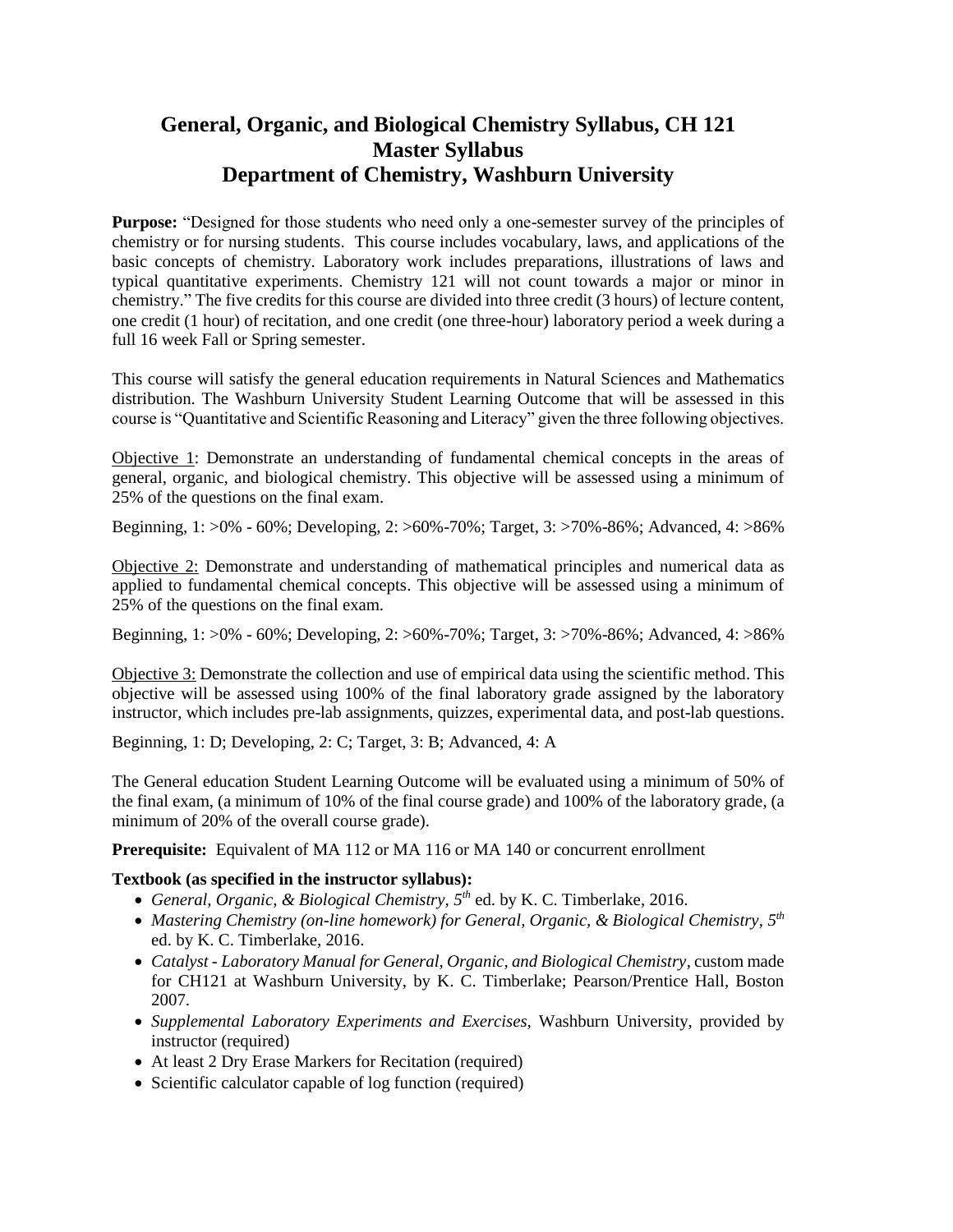# General, Organic, and Biological Chemistry Syllabus, CH 121
# Master Syllabus
# Department of Chemistry, Washburn University

**Purpose:** "Designed for those students who need only a one-semester survey of the principles of chemistry or for nursing students. This course includes vocabulary, laws, and applications of the basic concepts of chemistry. Laboratory work includes preparations, illustrations of laws and typical quantitative experiments. Chemistry 121 will not count towards a major or minor in chemistry." The five credits for this course are divided into three credit (3 hours) of lecture content, one credit (1 hour) of recitation, and one credit (one three-hour) laboratory period a week during a full 16 week Fall or Spring semester.

This course will satisfy the general education requirements in Natural Sciences and Mathematics distribution. The Washburn University Student Learning Outcome that will be assessed in this course is "Quantitative and Scientific Reasoning and Literacy" given the three following objectives.

<u>Objective 1</u>: Demonstrate an understanding of fundamental chemical concepts in the areas of general, organic, and biological chemistry. This objective will be assessed using a minimum of 25% of the questions on the final exam.

Beginning, 1: >0% - 60%; Developing, 2: >60%-70%; Target, 3: >70%-86%; Advanced, 4: >86%

<u>Objective 2:</u> Demonstrate and understanding of mathematical principles and numerical data as applied to fundamental chemical concepts. This objective will be assessed using a minimum of 25% of the questions on the final exam.

Beginning, 1: >0% - 60%; Developing, 2: >60%-70%; Target, 3: >70%-86%; Advanced, 4: >86%

<u>Objective 3:</u> Demonstrate the collection and use of empirical data using the scientific method. This objective will be assessed using 100% of the final laboratory grade assigned by the laboratory instructor, which includes pre-lab assignments, quizzes, experimental data, and post-lab questions.

Beginning, 1: D; Developing, 2: C; Target, 3: B; Advanced, 4: A

The General education Student Learning Outcome will be evaluated using a minimum of 50% of the final exam, (a minimum of 10% of the final course grade) and 100% of the laboratory grade, (a minimum of 20% of the overall course grade).

**Prerequisite:** Equivalent of MA 112 or MA 116 or MA 140 or concurrent enrollment

**Textbook (as specified in the instructor syllabus):**

- *General, Organic, & Biological Chemistry, 5th* ed. by K. C. Timberlake, 2016.
- *Mastering Chemistry (on-line homework) for General, Organic, & Biological Chemistry, 5th* ed. by K. C. Timberlake, 2016.
- *Catalyst - Laboratory Manual for General, Organic, and Biological Chemistry*, custom made for CH121 at Washburn University, by K. C. Timberlake; Pearson/Prentice Hall, Boston 2007.
- *Supplemental Laboratory Experiments and Exercises,* Washburn University, provided by instructor (required)
- At least 2 Dry Erase Markers for Recitation (required)
- Scientific calculator capable of log function (required)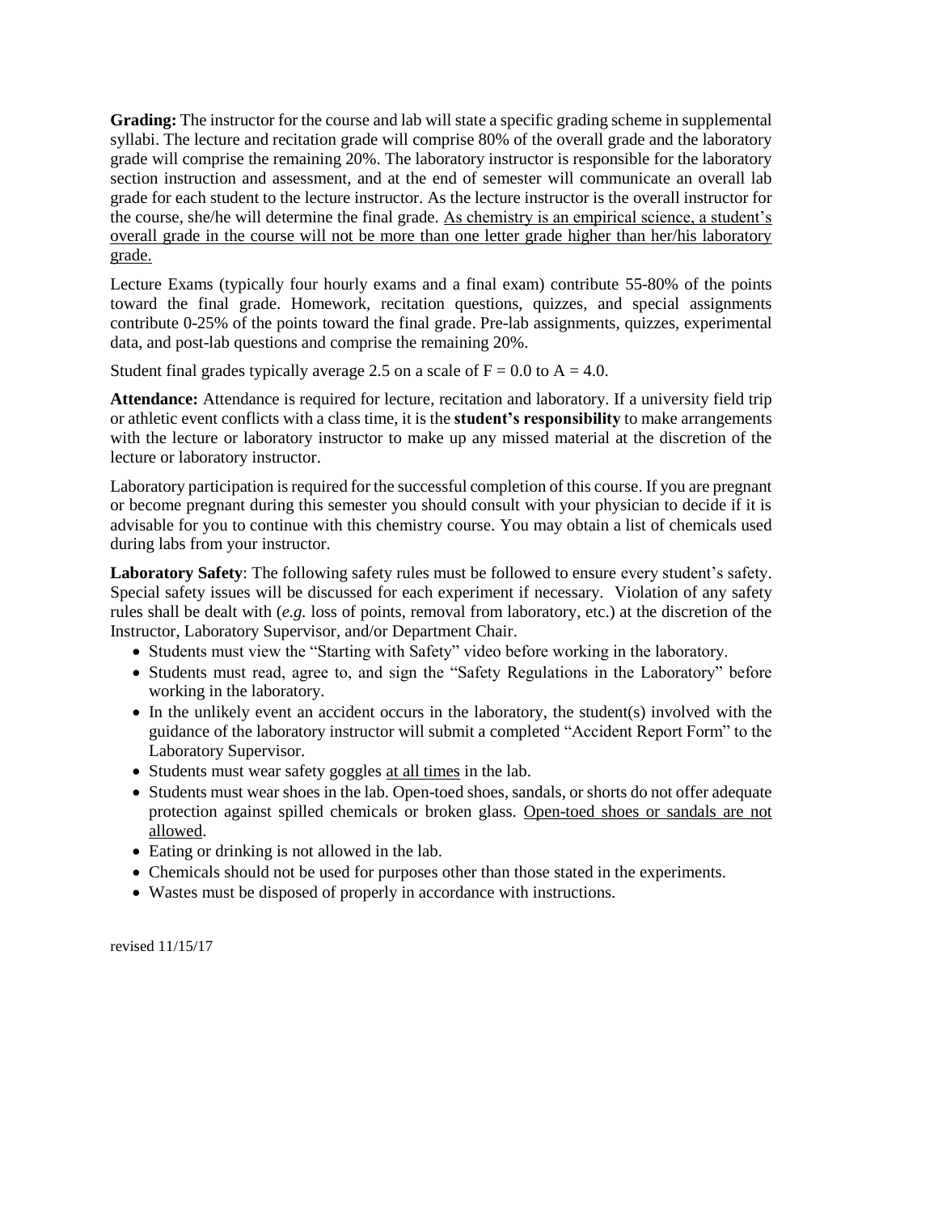**Grading:** The instructor for the course and lab will state a specific grading scheme in supplemental syllabi. The lecture and recitation grade will comprise 80% of the overall grade and the laboratory grade will comprise the remaining 20%. The laboratory instructor is responsible for the laboratory section instruction and assessment, and at the end of semester will communicate an overall lab grade for each student to the lecture instructor. As the lecture instructor is the overall instructor for the course, she/he will determine the final grade. <u>As chemistry is an empirical science, a student's overall grade in the course will not be more than one letter grade higher than her/his laboratory grade.</u>

Lecture Exams (typically four hourly exams and a final exam) contribute 55-80% of the points toward the final grade. Homework, recitation questions, quizzes, and special assignments contribute 0-25% of the points toward the final grade. Pre-lab assignments, quizzes, experimental data, and post-lab questions and comprise the remaining 20%.

Student final grades typically average 2.5 on a scale of F = 0.0 to A = 4.0.

**Attendance:** Attendance is required for lecture, recitation and laboratory. If a university field trip or athletic event conflicts with a class time, it is the **student's responsibility** to make arrangements with the lecture or laboratory instructor to make up any missed material at the discretion of the lecture or laboratory instructor.

Laboratory participation is required for the successful completion of this course. If you are pregnant or become pregnant during this semester you should consult with your physician to decide if it is advisable for you to continue with this chemistry course. You may obtain a list of chemicals used during labs from your instructor.

**Laboratory Safety**: The following safety rules must be followed to ensure every student's safety. Special safety issues will be discussed for each experiment if necessary. Violation of any safety rules shall be dealt with (*e.g.* loss of points, removal from laboratory, etc.) at the discretion of the Instructor, Laboratory Supervisor, and/or Department Chair.

- Students must view the "Starting with Safety" video before working in the laboratory.
- Students must read, agree to, and sign the "Safety Regulations in the Laboratory" before working in the laboratory.
- In the unlikely event an accident occurs in the laboratory, the student(s) involved with the guidance of the laboratory instructor will submit a completed "Accident Report Form" to the Laboratory Supervisor.
- Students must wear safety goggles <u>at all times</u> in the lab.
- Students must wear shoes in the lab. Open-toed shoes, sandals, or shorts do not offer adequate protection against spilled chemicals or broken glass. <u>Open-toed shoes or sandals are not allowed</u>.
- Eating or drinking is not allowed in the lab.
- Chemicals should not be used for purposes other than those stated in the experiments.
- Wastes must be disposed of properly in accordance with instructions.

revised 11/15/17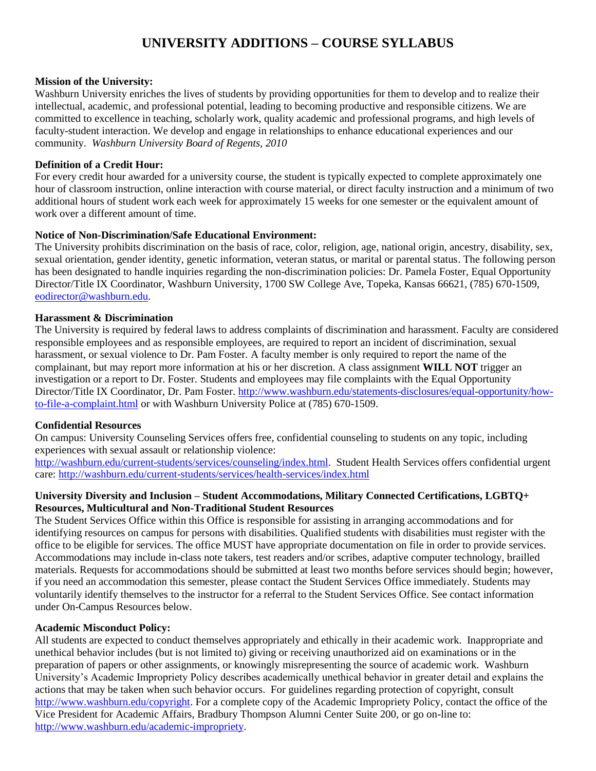# UNIVERSITY ADDITIONS – COURSE SYLLABUS

**Mission of the University:**
Washburn University enriches the lives of students by providing opportunities for them to develop and to realize their intellectual, academic, and professional potential, leading to becoming productive and responsible citizens. We are committed to excellence in teaching, scholarly work, quality academic and professional programs, and high levels of faculty-student interaction. We develop and engage in relationships to enhance educational experiences and our community. *Washburn University Board of Regents, 2010*

**Definition of a Credit Hour:**
For every credit hour awarded for a university course, the student is typically expected to complete approximately one hour of classroom instruction, online interaction with course material, or direct faculty instruction and a minimum of two additional hours of student work each week for approximately 15 weeks for one semester or the equivalent amount of work over a different amount of time.

**Notice of Non-Discrimination/Safe Educational Environment:**
The University prohibits discrimination on the basis of race, color, religion, age, national origin, ancestry, disability, sex, sexual orientation, gender identity, genetic information, veteran status, or marital or parental status. The following person has been designated to handle inquiries regarding the non-discrimination policies: Dr. Pamela Foster, Equal Opportunity Director/Title IX Coordinator, Washburn University, 1700 SW College Ave, Topeka, Kansas 66621, (785) 670-1509, eodirector@washburn.edu.

**Harassment & Discrimination**
The University is required by federal laws to address complaints of discrimination and harassment. Faculty are considered responsible employees and as responsible employees, are required to report an incident of discrimination, sexual harassment, or sexual violence to Dr. Pam Foster. A faculty member is only required to report the name of the complainant, but may report more information at his or her discretion. A class assignment **WILL NOT** trigger an investigation or a report to Dr. Foster. Students and employees may file complaints with the Equal Opportunity Director/Title IX Coordinator, Dr. Pam Foster. http://www.washburn.edu/statements-disclosures/equal-opportunity/how-to-file-a-complaint.html or with Washburn University Police at (785) 670-1509.

**Confidential Resources**
On campus: University Counseling Services offers free, confidential counseling to students on any topic, including experiences with sexual assault or relationship violence:
http://washburn.edu/current-students/services/counseling/index.html. Student Health Services offers confidential urgent care: http://washburn.edu/current-students/services/health-services/index.html

**University Diversity and Inclusion – Student Accommodations, Military Connected Certifications, LGBTQ+ Resources, Multicultural and Non-Traditional Student Resources**
The Student Services Office within this Office is responsible for assisting in arranging accommodations and for identifying resources on campus for persons with disabilities. Qualified students with disabilities must register with the office to be eligible for services. The office MUST have appropriate documentation on file in order to provide services. Accommodations may include in-class note takers, test readers and/or scribes, adaptive computer technology, brailled materials. Requests for accommodations should be submitted at least two months before services should begin; however, if you need an accommodation this semester, please contact the Student Services Office immediately. Students may voluntarily identify themselves to the instructor for a referral to the Student Services Office. See contact information under On-Campus Resources below.

**Academic Misconduct Policy:**
All students are expected to conduct themselves appropriately and ethically in their academic work. Inappropriate and unethical behavior includes (but is not limited to) giving or receiving unauthorized aid on examinations or in the preparation of papers or other assignments, or knowingly misrepresenting the source of academic work. Washburn University's Academic Impropriety Policy describes academically unethical behavior in greater detail and explains the actions that may be taken when such behavior occurs. For guidelines regarding protection of copyright, consult http://www.washburn.edu/copyright. For a complete copy of the Academic Impropriety Policy, contact the office of the Vice President for Academic Affairs, Bradbury Thompson Alumni Center Suite 200, or go on-line to: http://www.washburn.edu/academic-impropriety.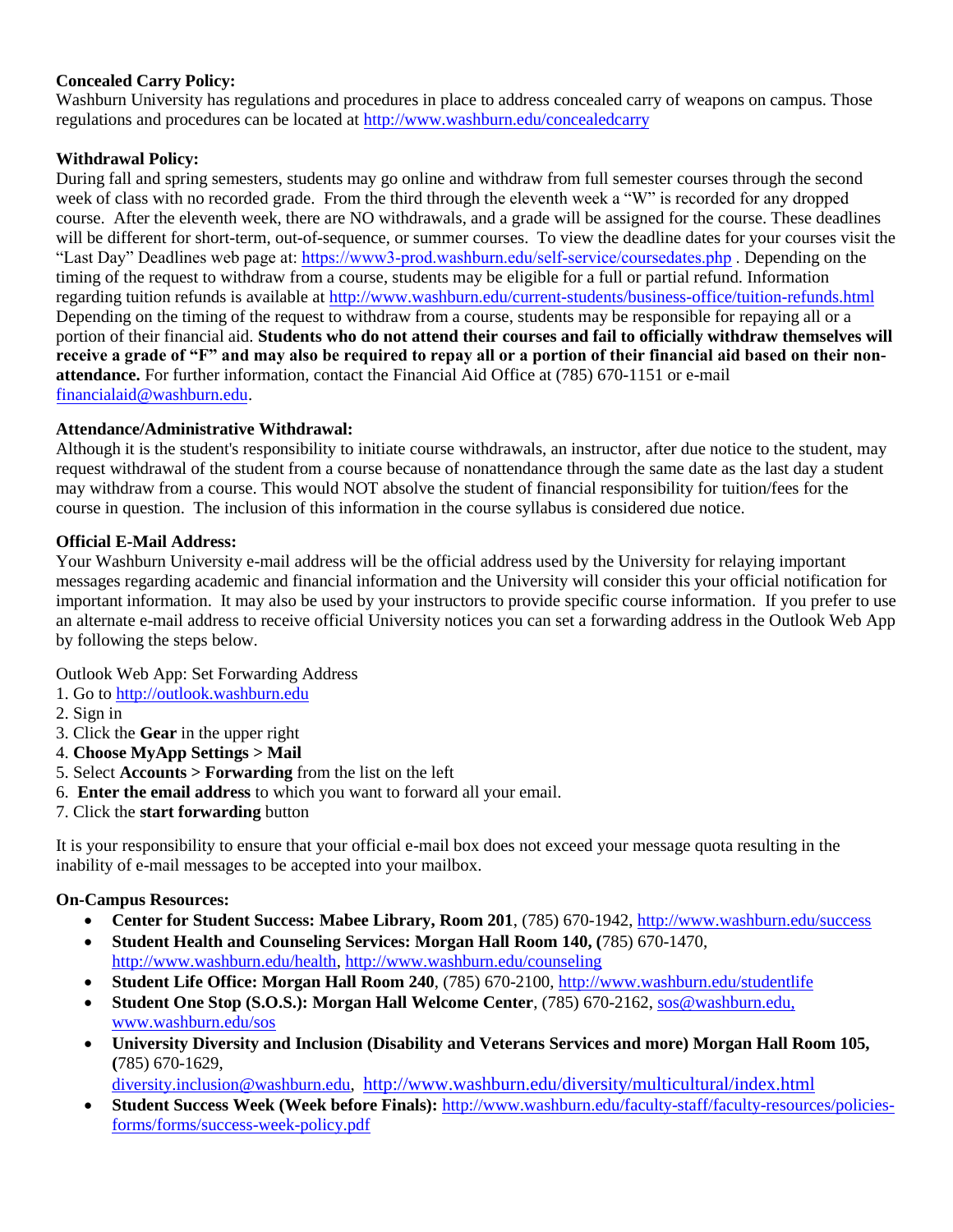**Concealed Carry Policy:**
Washburn University has regulations and procedures in place to address concealed carry of weapons on campus. Those regulations and procedures can be located at http://www.washburn.edu/concealedcarry

**Withdrawal Policy:**
During fall and spring semesters, students may go online and withdraw from full semester courses through the second week of class with no recorded grade. From the third through the eleventh week a "W" is recorded for any dropped course. After the eleventh week, there are NO withdrawals, and a grade will be assigned for the course. These deadlines will be different for short-term, out-of-sequence, or summer courses. To view the deadline dates for your courses visit the "Last Day" Deadlines web page at: https://www3-prod.washburn.edu/self-service/coursedates.php . Depending on the timing of the request to withdraw from a course, students may be eligible for a full or partial refund. Information regarding tuition refunds is available at http://www.washburn.edu/current-students/business-office/tuition-refunds.html Depending on the timing of the request to withdraw from a course, students may be responsible for repaying all or a portion of their financial aid. **Students who do not attend their courses and fail to officially withdraw themselves will receive a grade of "F" and may also be required to repay all or a portion of their financial aid based on their non-attendance.** For further information, contact the Financial Aid Office at (785) 670-1151 or e-mail financialaid@washburn.edu.

**Attendance/Administrative Withdrawal:**
Although it is the student's responsibility to initiate course withdrawals, an instructor, after due notice to the student, may request withdrawal of the student from a course because of nonattendance through the same date as the last day a student may withdraw from a course. This would NOT absolve the student of financial responsibility for tuition/fees for the course in question. The inclusion of this information in the course syllabus is considered due notice.

**Official E-Mail Address:**
Your Washburn University e-mail address will be the official address used by the University for relaying important messages regarding academic and financial information and the University will consider this your official notification for important information. It may also be used by your instructors to provide specific course information. If you prefer to use an alternate e-mail address to receive official University notices you can set a forwarding address in the Outlook Web App by following the steps below.

Outlook Web App: Set Forwarding Address

1. Go to http://outlook.washburn.edu
2. Sign in
3. Click the **Gear** in the upper right
4. **Choose MyApp Settings > Mail**
5. Select **Accounts > Forwarding** from the list on the left
6. **Enter the email address** to which you want to forward all your email.
7. Click the **start forwarding** button

It is your responsibility to ensure that your official e-mail box does not exceed your message quota resulting in the inability of e-mail messages to be accepted into your mailbox.

**On-Campus Resources:**

- **Center for Student Success: Mabee Library, Room 201**, (785) 670-1942, http://www.washburn.edu/success
- **Student Health and Counseling Services: Morgan Hall Room 140, (**785) 670-1470, http://www.washburn.edu/health, http://www.washburn.edu/counseling
- **Student Life Office: Morgan Hall Room 240**, (785) 670-2100, http://www.washburn.edu/studentlife
- **Student One Stop (S.O.S.): Morgan Hall Welcome Center**, (785) 670-2162, sos@washburn.edu, www.washburn.edu/sos
- **University Diversity and Inclusion (Disability and Veterans Services and more) Morgan Hall Room 105, (**785) 670-1629, diversity.inclusion@washburn.edu, http://www.washburn.edu/diversity/multicultural/index.html
- **Student Success Week (Week before Finals):** http://www.washburn.edu/faculty-staff/faculty-resources/policies-forms/forms/success-week-policy.pdf